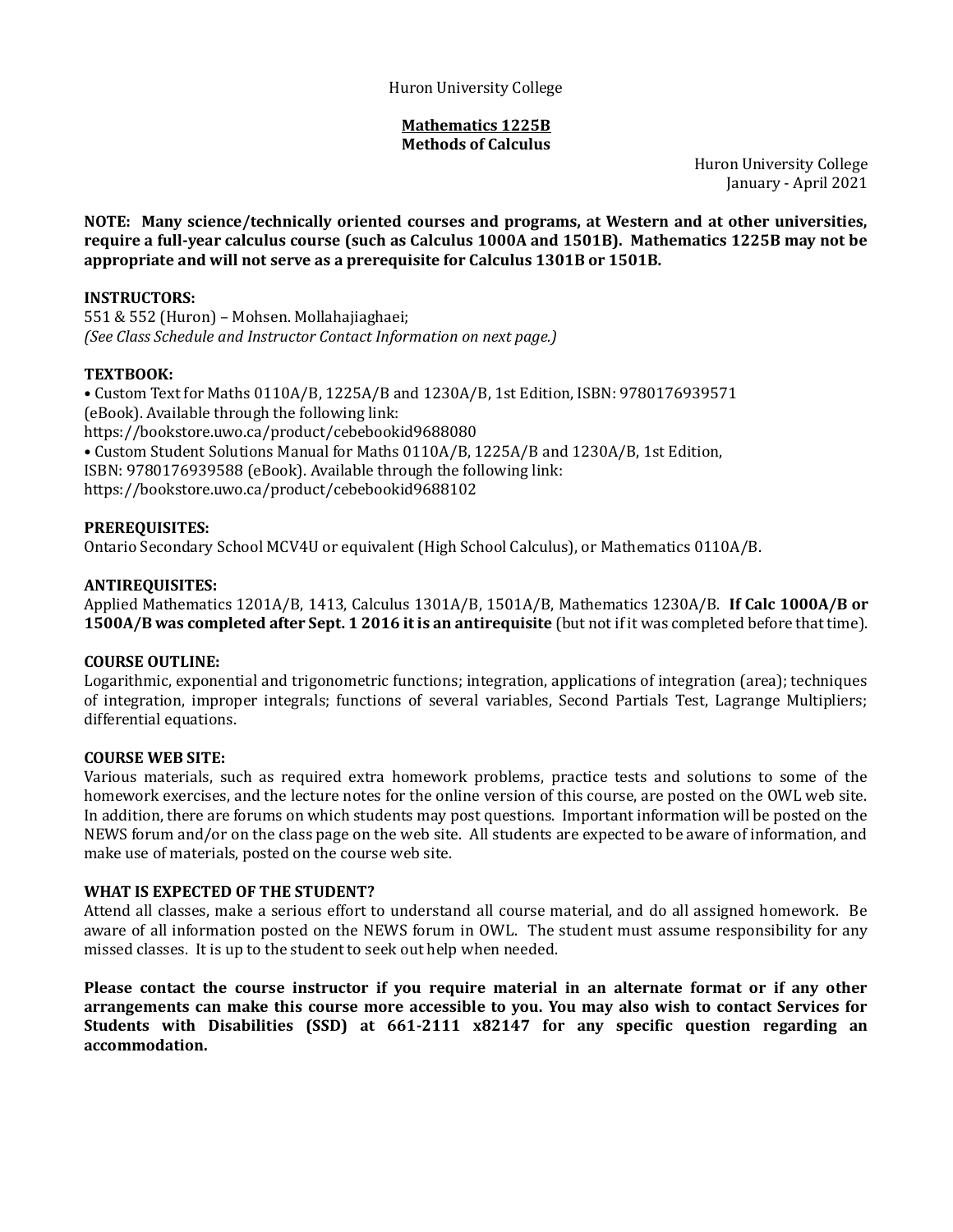Huron University College

**Mathematics 1225B**
**Methods of Calculus**

Huron University College
January - April 2021

**NOTE: Many science/technically oriented courses and programs, at Western and at other universities, require a full-year calculus course (such as Calculus 1000A and 1501B). Mathematics 1225B may not be appropriate and will not serve as a prerequisite for Calculus 1301B or 1501B.**

**INSTRUCTORS:**
551 & 552 (Huron) – Mohsen. Mollahajiaghaei;
*(See Class Schedule and Instructor Contact Information on next page.)*

**TEXTBOOK:**
• Custom Text for Maths 0110A/B, 1225A/B and 1230A/B, 1st Edition, ISBN: 9780176939571 (eBook). Available through the following link:
https://bookstore.uwo.ca/product/cebebookid9688080
• Custom Student Solutions Manual for Maths 0110A/B, 1225A/B and 1230A/B, 1st Edition, ISBN: 9780176939588 (eBook). Available through the following link:
https://bookstore.uwo.ca/product/cebebookid9688102

**PREREQUISITES:**
Ontario Secondary School MCV4U or equivalent (High School Calculus), or Mathematics 0110A/B.

**ANTIREQUISITES:**
Applied Mathematics 1201A/B, 1413, Calculus 1301A/B, 1501A/B, Mathematics 1230A/B. **If Calc 1000A/B or 1500A/B was completed after Sept. 1 2016 it is an antirequisite** (but not if it was completed before that time).

**COURSE OUTLINE:**
Logarithmic, exponential and trigonometric functions; integration, applications of integration (area); techniques of integration, improper integrals; functions of several variables, Second Partials Test, Lagrange Multipliers; differential equations.

**COURSE WEB SITE:**
Various materials, such as required extra homework problems, practice tests and solutions to some of the homework exercises, and the lecture notes for the online version of this course, are posted on the OWL web site. In addition, there are forums on which students may post questions. Important information will be posted on the NEWS forum and/or on the class page on the web site. All students are expected to be aware of information, and make use of materials, posted on the course web site.

**WHAT IS EXPECTED OF THE STUDENT?**
Attend all classes, make a serious effort to understand all course material, and do all assigned homework. Be aware of all information posted on the NEWS forum in OWL. The student must assume responsibility for any missed classes. It is up to the student to seek out help when needed.

**Please contact the course instructor if you require material in an alternate format or if any other arrangements can make this course more accessible to you. You may also wish to contact Services for Students with Disabilities (SSD) at 661-2111 x82147 for any specific question regarding an accommodation.**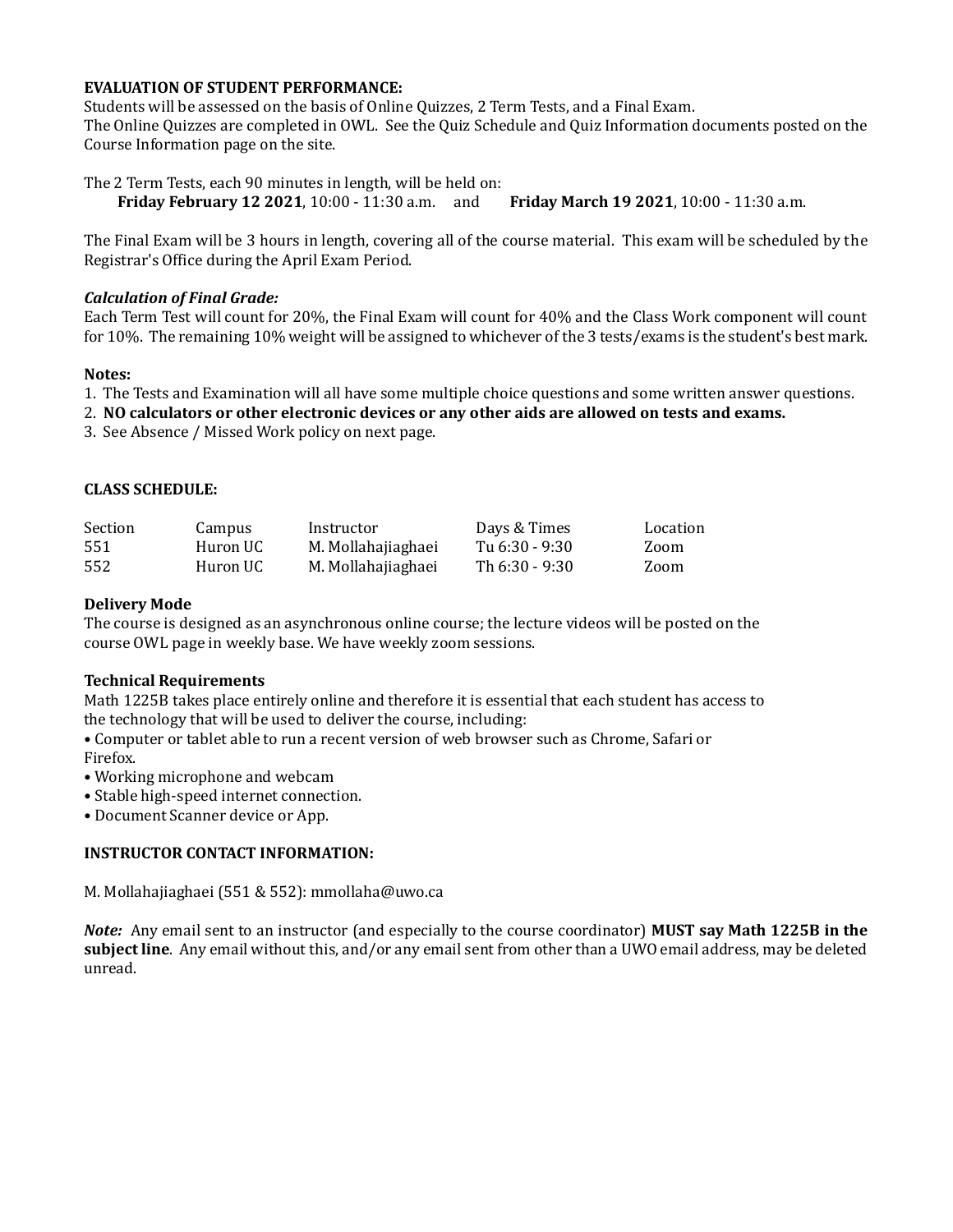**EVALUATION OF STUDENT PERFORMANCE:**

Students will be assessed on the basis of Online Quizzes, 2 Term Tests, and a Final Exam.
The Online Quizzes are completed in OWL. See the Quiz Schedule and Quiz Information documents posted on the Course Information page on the site.

The 2 Term Tests, each 90 minutes in length, will be held on:
**Friday February 12 2021**, 10:00 - 11:30 a.m. and **Friday March 19 2021**, 10:00 - 11:30 a.m.

The Final Exam will be 3 hours in length, covering all of the course material. This exam will be scheduled by the Registrar's Office during the April Exam Period.

***Calculation of Final Grade:***

Each Term Test will count for 20%, the Final Exam will count for 40% and the Class Work component will count for 10%. The remaining 10% weight will be assigned to whichever of the 3 tests/exams is the student's best mark.

**Notes:**

1. The Tests and Examination will all have some multiple choice questions and some written answer questions.
2. **NO calculators or other electronic devices or any other aids are allowed on tests and exams.**
3. See Absence / Missed Work policy on next page.

**CLASS SCHEDULE:**

| Section | Campus | Instructor | Days & Times | Location |
|---|---|---|---|---|
| 551 | Huron UC | M. Mollahajiaghaei | Tu 6:30 - 9:30 | Zoom |
| 552 | Huron UC | M. Mollahajiaghaei | Th 6:30 - 9:30 | Zoom |

**Delivery Mode**

The course is designed as an asynchronous online course; the lecture videos will be posted on the course OWL page in weekly base. We have weekly zoom sessions.

**Technical Requirements**

Math 1225B takes place entirely online and therefore it is essential that each student has access to the technology that will be used to deliver the course, including:

- Computer or tablet able to run a recent version of web browser such as Chrome, Safari or Firefox.
- Working microphone and webcam
- Stable high-speed internet connection.
- Document Scanner device or App.

**INSTRUCTOR CONTACT INFORMATION:**

M. Mollahajiaghaei (551 & 552): mmollaha@uwo.ca

***Note:*** Any email sent to an instructor (and especially to the course coordinator) **MUST say Math 1225B in the subject line**. Any email without this, and/or any email sent from other than a UWO email address, may be deleted unread.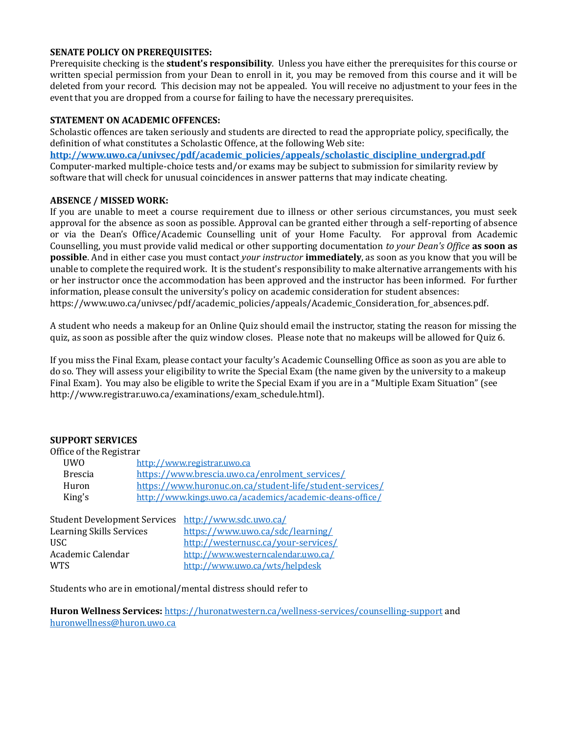**SENATE POLICY ON PREREQUISITES:**
Prerequisite checking is the **student's responsibility**. Unless you have either the prerequisites for this course or written special permission from your Dean to enroll in it, you may be removed from this course and it will be deleted from your record. This decision may not be appealed. You will receive no adjustment to your fees in the event that you are dropped from a course for failing to have the necessary prerequisites.

**STATEMENT ON ACADEMIC OFFENCES:**
Scholastic offences are taken seriously and students are directed to read the appropriate policy, specifically, the definition of what constitutes a Scholastic Offence, at the following Web site:
**http://www.uwo.ca/univsec/pdf/academic_policies/appeals/scholastic_discipline_undergrad.pdf**
Computer-marked multiple-choice tests and/or exams may be subject to submission for similarity review by software that will check for unusual coincidences in answer patterns that may indicate cheating.

**ABSENCE / MISSED WORK:**
If you are unable to meet a course requirement due to illness or other serious circumstances, you must seek approval for the absence as soon as possible. Approval can be granted either through a self-reporting of absence or via the Dean's Office/Academic Counselling unit of your Home Faculty. For approval from Academic Counselling, you must provide valid medical or other supporting documentation *to your Dean's Office* **as soon as possible**. And in either case you must contact *your instructor* **immediately**, as soon as you know that you will be unable to complete the required work. It is the student's responsibility to make alternative arrangements with his or her instructor once the accommodation has been approved and the instructor has been informed. For further information, please consult the university's policy on academic consideration for student absences: https://www.uwo.ca/univsec/pdf/academic_policies/appeals/Academic_Consideration_for_absences.pdf.

A student who needs a makeup for an Online Quiz should email the instructor, stating the reason for missing the quiz, as soon as possible after the quiz window closes. Please note that no makeups will be allowed for Quiz 6.

If you miss the Final Exam, please contact your faculty's Academic Counselling Office as soon as you are able to do so. They will assess your eligibility to write the Special Exam (the name given by the university to a makeup Final Exam). You may also be eligible to write the Special Exam if you are in a "Multiple Exam Situation" (see http://www.registrar.uwo.ca/examinations/exam_schedule.html).

**SUPPORT SERVICES**

Office of the Registrar

| | |
|---|---|
| UWO | http://www.registrar.uwo.ca |
| Brescia | https://www.brescia.uwo.ca/enrolment_services/ |
| Huron | https://www.huronuc.on.ca/student-life/student-services/ |
| King's | http://www.kings.uwo.ca/academics/academic-deans-office/ |

| | |
|---|---|
| Student Development Services | http://www.sdc.uwo.ca/ |
| Learning Skills Services | https://www.uwo.ca/sdc/learning/ |
| USC | http://westernusc.ca/your-services/ |
| Academic Calendar | http://www.westerncalendar.uwo.ca/ |
| WTS | http://www.uwo.ca/wts/helpdesk |

Students who are in emotional/mental distress should refer to

**Huron Wellness Services:** https://huronatwestern.ca/wellness-services/counselling-support and huronwellness@huron.uwo.ca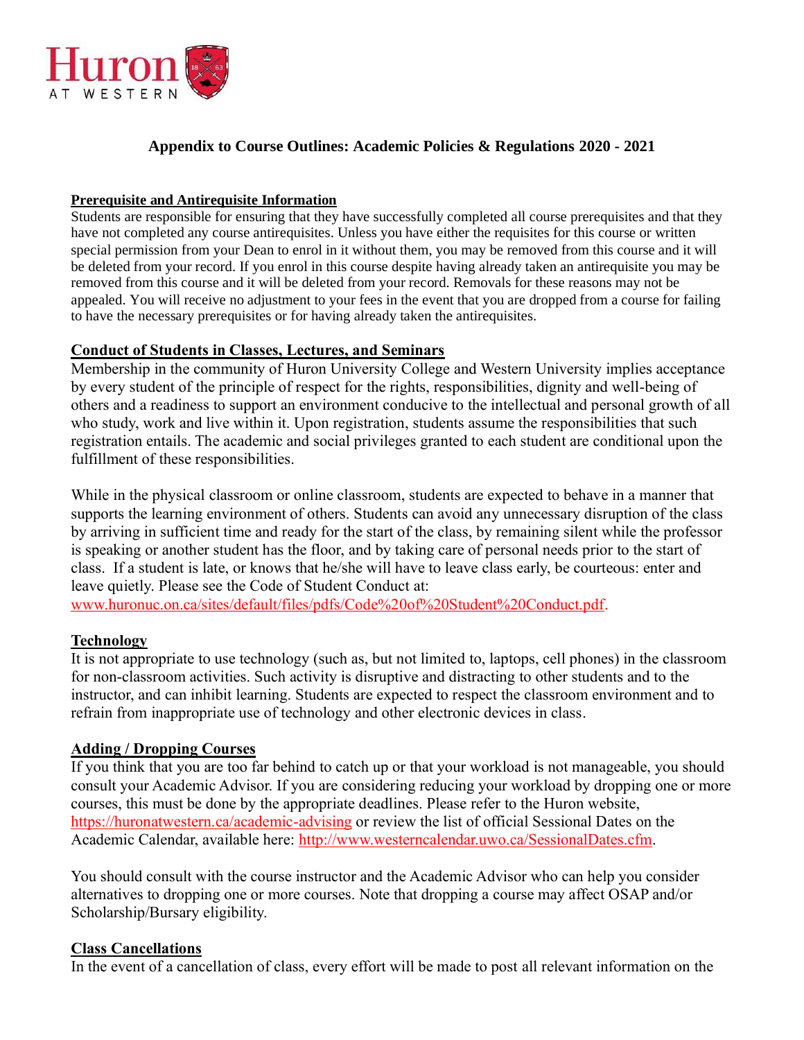# Appendix to Course Outlines: Academic Policies & Regulations 2020 - 2021

## Prerequisite and Antirequisite Information

Students are responsible for ensuring that they have successfully completed all course prerequisites and that they have not completed any course antirequisites. Unless you have either the requisites for this course or written special permission from your Dean to enrol in it without them, you may be removed from this course and it will be deleted from your record. If you enrol in this course despite having already taken an antirequisite you may be removed from this course and it will be deleted from your record. Removals for these reasons may not be appealed. You will receive no adjustment to your fees in the event that you are dropped from a course for failing to have the necessary prerequisites or for having already taken the antirequisites.

## Conduct of Students in Classes, Lectures, and Seminars

Membership in the community of Huron University College and Western University implies acceptance by every student of the principle of respect for the rights, responsibilities, dignity and well-being of others and a readiness to support an environment conducive to the intellectual and personal growth of all who study, work and live within it. Upon registration, students assume the responsibilities that such registration entails. The academic and social privileges granted to each student are conditional upon the fulfillment of these responsibilities.

While in the physical classroom or online classroom, students are expected to behave in a manner that supports the learning environment of others. Students can avoid any unnecessary disruption of the class by arriving in sufficient time and ready for the start of the class, by remaining silent while the professor is speaking or another student has the floor, and by taking care of personal needs prior to the start of class. If a student is late, or knows that he/she will have to leave class early, be courteous: enter and leave quietly. Please see the Code of Student Conduct at: www.huronuc.on.ca/sites/default/files/pdfs/Code%20of%20Student%20Conduct.pdf.

## Technology

It is not appropriate to use technology (such as, but not limited to, laptops, cell phones) in the classroom for non-classroom activities. Such activity is disruptive and distracting to other students and to the instructor, and can inhibit learning. Students are expected to respect the classroom environment and to refrain from inappropriate use of technology and other electronic devices in class.

## Adding / Dropping Courses

If you think that you are too far behind to catch up or that your workload is not manageable, you should consult your Academic Advisor. If you are considering reducing your workload by dropping one or more courses, this must be done by the appropriate deadlines. Please refer to the Huron website, https://huronatwestern.ca/academic-advising or review the list of official Sessional Dates on the Academic Calendar, available here: http://www.westerncalendar.uwo.ca/SessionalDates.cfm.

You should consult with the course instructor and the Academic Advisor who can help you consider alternatives to dropping one or more courses. Note that dropping a course may affect OSAP and/or Scholarship/Bursary eligibility.

## Class Cancellations

In the event of a cancellation of class, every effort will be made to post all relevant information on the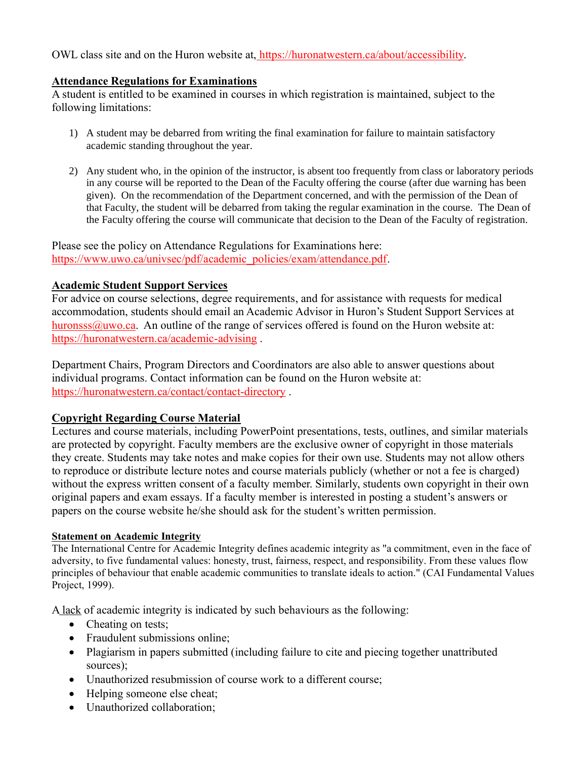OWL class site and on the Huron website at, https://huronatwestern.ca/about/accessibility.

**Attendance Regulations for Examinations**

A student is entitled to be examined in courses in which registration is maintained, subject to the following limitations:

1) A student may be debarred from writing the final examination for failure to maintain satisfactory academic standing throughout the year.

2) Any student who, in the opinion of the instructor, is absent too frequently from class or laboratory periods in any course will be reported to the Dean of the Faculty offering the course (after due warning has been given). On the recommendation of the Department concerned, and with the permission of the Dean of that Faculty, the student will be debarred from taking the regular examination in the course. The Dean of the Faculty offering the course will communicate that decision to the Dean of the Faculty of registration.

Please see the policy on Attendance Regulations for Examinations here: https://www.uwo.ca/univsec/pdf/academic_policies/exam/attendance.pdf.

**Academic Student Support Services**

For advice on course selections, degree requirements, and for assistance with requests for medical accommodation, students should email an Academic Advisor in Huron's Student Support Services at huronsss@uwo.ca. An outline of the range of services offered is found on the Huron website at: https://huronatwestern.ca/academic-advising .

Department Chairs, Program Directors and Coordinators are also able to answer questions about individual programs. Contact information can be found on the Huron website at: https://huronatwestern.ca/contact/contact-directory .

**Copyright Regarding Course Material**

Lectures and course materials, including PowerPoint presentations, tests, outlines, and similar materials are protected by copyright. Faculty members are the exclusive owner of copyright in those materials they create. Students may take notes and make copies for their own use. Students may not allow others to reproduce or distribute lecture notes and course materials publicly (whether or not a fee is charged) without the express written consent of a faculty member. Similarly, students own copyright in their own original papers and exam essays. If a faculty member is interested in posting a student's answers or papers on the course website he/she should ask for the student's written permission.

**Statement on Academic Integrity**

The International Centre for Academic Integrity defines academic integrity as "a commitment, even in the face of adversity, to five fundamental values: honesty, trust, fairness, respect, and responsibility. From these values flow principles of behaviour that enable academic communities to translate ideals to action." (CAI Fundamental Values Project, 1999).

A lack of academic integrity is indicated by such behaviours as the following:

- Cheating on tests;
- Fraudulent submissions online;
- Plagiarism in papers submitted (including failure to cite and piecing together unattributed sources);
- Unauthorized resubmission of course work to a different course;
- Helping someone else cheat;
- Unauthorized collaboration;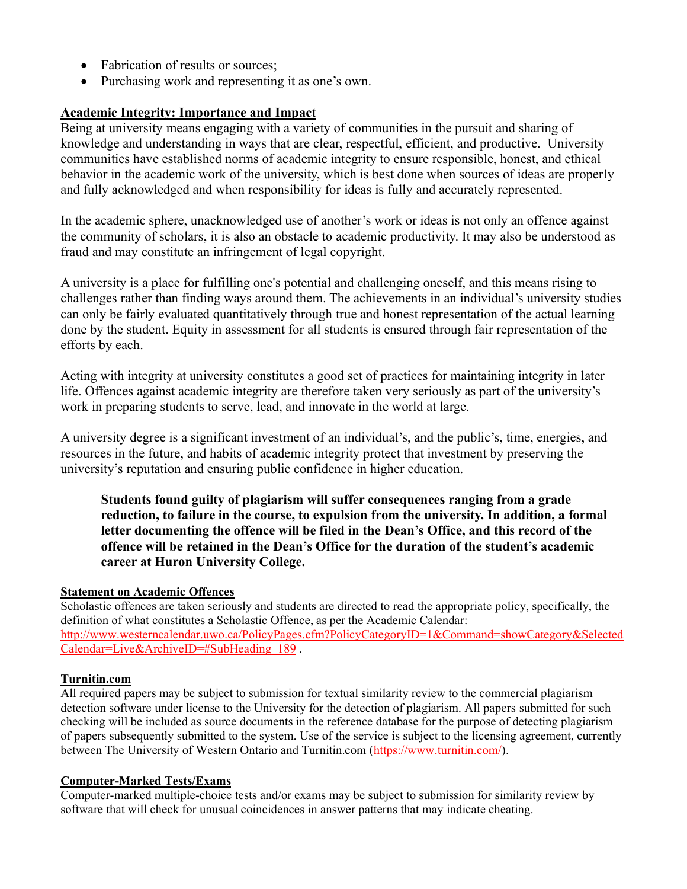- Fabrication of results or sources;
- Purchasing work and representing it as one's own.

**Academic Integrity: Importance and Impact**

Being at university means engaging with a variety of communities in the pursuit and sharing of knowledge and understanding in ways that are clear, respectful, efficient, and productive. University communities have established norms of academic integrity to ensure responsible, honest, and ethical behavior in the academic work of the university, which is best done when sources of ideas are properly and fully acknowledged and when responsibility for ideas is fully and accurately represented.

In the academic sphere, unacknowledged use of another's work or ideas is not only an offence against the community of scholars, it is also an obstacle to academic productivity. It may also be understood as fraud and may constitute an infringement of legal copyright.

A university is a place for fulfilling one's potential and challenging oneself, and this means rising to challenges rather than finding ways around them. The achievements in an individual's university studies can only be fairly evaluated quantitatively through true and honest representation of the actual learning done by the student. Equity in assessment for all students is ensured through fair representation of the efforts by each.

Acting with integrity at university constitutes a good set of practices for maintaining integrity in later life. Offences against academic integrity are therefore taken very seriously as part of the university's work in preparing students to serve, lead, and innovate in the world at large.

A university degree is a significant investment of an individual's, and the public's, time, energies, and resources in the future, and habits of academic integrity protect that investment by preserving the university's reputation and ensuring public confidence in higher education.

> **Students found guilty of plagiarism will suffer consequences ranging from a grade reduction, to failure in the course, to expulsion from the university. In addition, a formal letter documenting the offence will be filed in the Dean's Office, and this record of the offence will be retained in the Dean's Office for the duration of the student's academic career at Huron University College.**

**Statement on Academic Offences**

Scholastic offences are taken seriously and students are directed to read the appropriate policy, specifically, the definition of what constitutes a Scholastic Offence, as per the Academic Calendar: http://www.westerncalendar.uwo.ca/PolicyPages.cfm?PolicyCategoryID=1&Command=showCategory&SelectedCalendar=Live&ArchiveID=#SubHeading_189 .

**Turnitin.com**

All required papers may be subject to submission for textual similarity review to the commercial plagiarism detection software under license to the University for the detection of plagiarism. All papers submitted for such checking will be included as source documents in the reference database for the purpose of detecting plagiarism of papers subsequently submitted to the system. Use of the service is subject to the licensing agreement, currently between The University of Western Ontario and Turnitin.com (https://www.turnitin.com/).

**Computer-Marked Tests/Exams**

Computer-marked multiple-choice tests and/or exams may be subject to submission for similarity review by software that will check for unusual coincidences in answer patterns that may indicate cheating.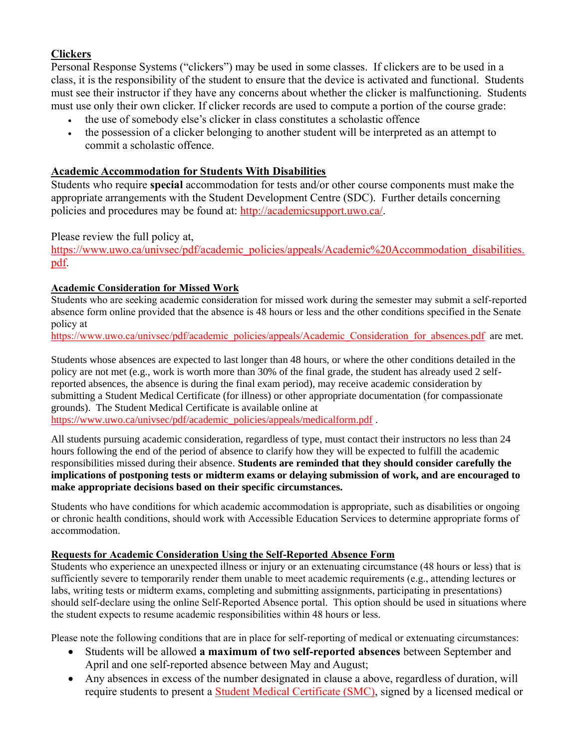## Clickers

Personal Response Systems ("clickers") may be used in some classes. If clickers are to be used in a class, it is the responsibility of the student to ensure that the device is activated and functional. Students must see their instructor if they have any concerns about whether the clicker is malfunctioning. Students must use only their own clicker. If clicker records are used to compute a portion of the course grade:

- the use of somebody else's clicker in class constitutes a scholastic offence
- the possession of a clicker belonging to another student will be interpreted as an attempt to commit a scholastic offence.

## Academic Accommodation for Students With Disabilities

Students who require **special** accommodation for tests and/or other course components must make the appropriate arrangements with the Student Development Centre (SDC). Further details concerning policies and procedures may be found at: http://academicsupport.uwo.ca/.

Please review the full policy at,
https://www.uwo.ca/univsec/pdf/academic_policies/appeals/Academic%20Accommodation_disabilities.pdf.

## Academic Consideration for Missed Work

Students who are seeking academic consideration for missed work during the semester may submit a self-reported absence form online provided that the absence is 48 hours or less and the other conditions specified in the Senate policy at
https://www.uwo.ca/univsec/pdf/academic_policies/appeals/Academic_Consideration_for_absences.pdf are met.

Students whose absences are expected to last longer than 48 hours, or where the other conditions detailed in the policy are not met (e.g., work is worth more than 30% of the final grade, the student has already used 2 self-reported absences, the absence is during the final exam period), may receive academic consideration by submitting a Student Medical Certificate (for illness) or other appropriate documentation (for compassionate grounds). The Student Medical Certificate is available online at
https://www.uwo.ca/univsec/pdf/academic_policies/appeals/medicalform.pdf .

All students pursuing academic consideration, regardless of type, must contact their instructors no less than 24 hours following the end of the period of absence to clarify how they will be expected to fulfill the academic responsibilities missed during their absence. **Students are reminded that they should consider carefully the implications of postponing tests or midterm exams or delaying submission of work, and are encouraged to make appropriate decisions based on their specific circumstances.**

Students who have conditions for which academic accommodation is appropriate, such as disabilities or ongoing or chronic health conditions, should work with Accessible Education Services to determine appropriate forms of accommodation.

## Requests for Academic Consideration Using the Self-Reported Absence Form

Students who experience an unexpected illness or injury or an extenuating circumstance (48 hours or less) that is sufficiently severe to temporarily render them unable to meet academic requirements (e.g., attending lectures or labs, writing tests or midterm exams, completing and submitting assignments, participating in presentations) should self-declare using the online Self-Reported Absence portal. This option should be used in situations where the student expects to resume academic responsibilities within 48 hours or less.

Please note the following conditions that are in place for self-reporting of medical or extenuating circumstances:

- Students will be allowed **a maximum of two self-reported absences** between September and April and one self-reported absence between May and August;
- Any absences in excess of the number designated in clause a above, regardless of duration, will require students to present a Student Medical Certificate (SMC), signed by a licensed medical or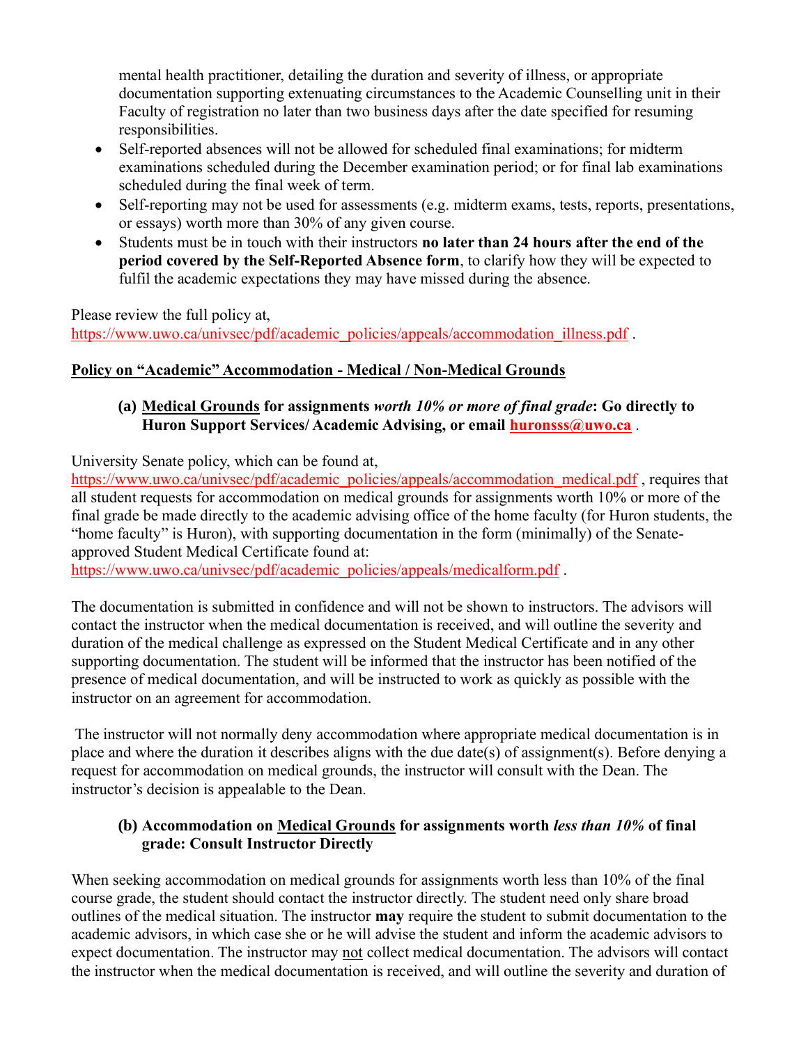mental health practitioner, detailing the duration and severity of illness, or appropriate documentation supporting extenuating circumstances to the Academic Counselling unit in their Faculty of registration no later than two business days after the date specified for resuming responsibilities.

- Self-reported absences will not be allowed for scheduled final examinations; for midterm examinations scheduled during the December examination period; or for final lab examinations scheduled during the final week of term.
- Self-reporting may not be used for assessments (e.g. midterm exams, tests, reports, presentations, or essays) worth more than 30% of any given course.
- Students must be in touch with their instructors **no later than 24 hours after the end of the period covered by the Self-Reported Absence form**, to clarify how they will be expected to fulfil the academic expectations they may have missed during the absence.

Please review the full policy at, https://www.uwo.ca/univsec/pdf/academic_policies/appeals/accommodation_illness.pdf .

## Policy on "Academic" Accommodation - Medical / Non-Medical Grounds

### (a) Medical Grounds for assignments *worth 10% or more of final grade*: Go directly to Huron Support Services/ Academic Advising, or email huronsss@uwo.ca .

University Senate policy, which can be found at, https://www.uwo.ca/univsec/pdf/academic_policies/appeals/accommodation_medical.pdf , requires that all student requests for accommodation on medical grounds for assignments worth 10% or more of the final grade be made directly to the academic advising office of the home faculty (for Huron students, the "home faculty" is Huron), with supporting documentation in the form (minimally) of the Senate-approved Student Medical Certificate found at: https://www.uwo.ca/univsec/pdf/academic_policies/appeals/medicalform.pdf .

The documentation is submitted in confidence and will not be shown to instructors. The advisors will contact the instructor when the medical documentation is received, and will outline the severity and duration of the medical challenge as expressed on the Student Medical Certificate and in any other supporting documentation. The student will be informed that the instructor has been notified of the presence of medical documentation, and will be instructed to work as quickly as possible with the instructor on an agreement for accommodation.

The instructor will not normally deny accommodation where appropriate medical documentation is in place and where the duration it describes aligns with the due date(s) of assignment(s). Before denying a request for accommodation on medical grounds, the instructor will consult with the Dean. The instructor's decision is appealable to the Dean.

### (b) Accommodation on Medical Grounds for assignments worth *less than 10%* of final grade: Consult Instructor Directly

When seeking accommodation on medical grounds for assignments worth less than 10% of the final course grade, the student should contact the instructor directly. The student need only share broad outlines of the medical situation. The instructor **may** require the student to submit documentation to the academic advisors, in which case she or he will advise the student and inform the academic advisors to expect documentation. The instructor may not collect medical documentation. The advisors will contact the instructor when the medical documentation is received, and will outline the severity and duration of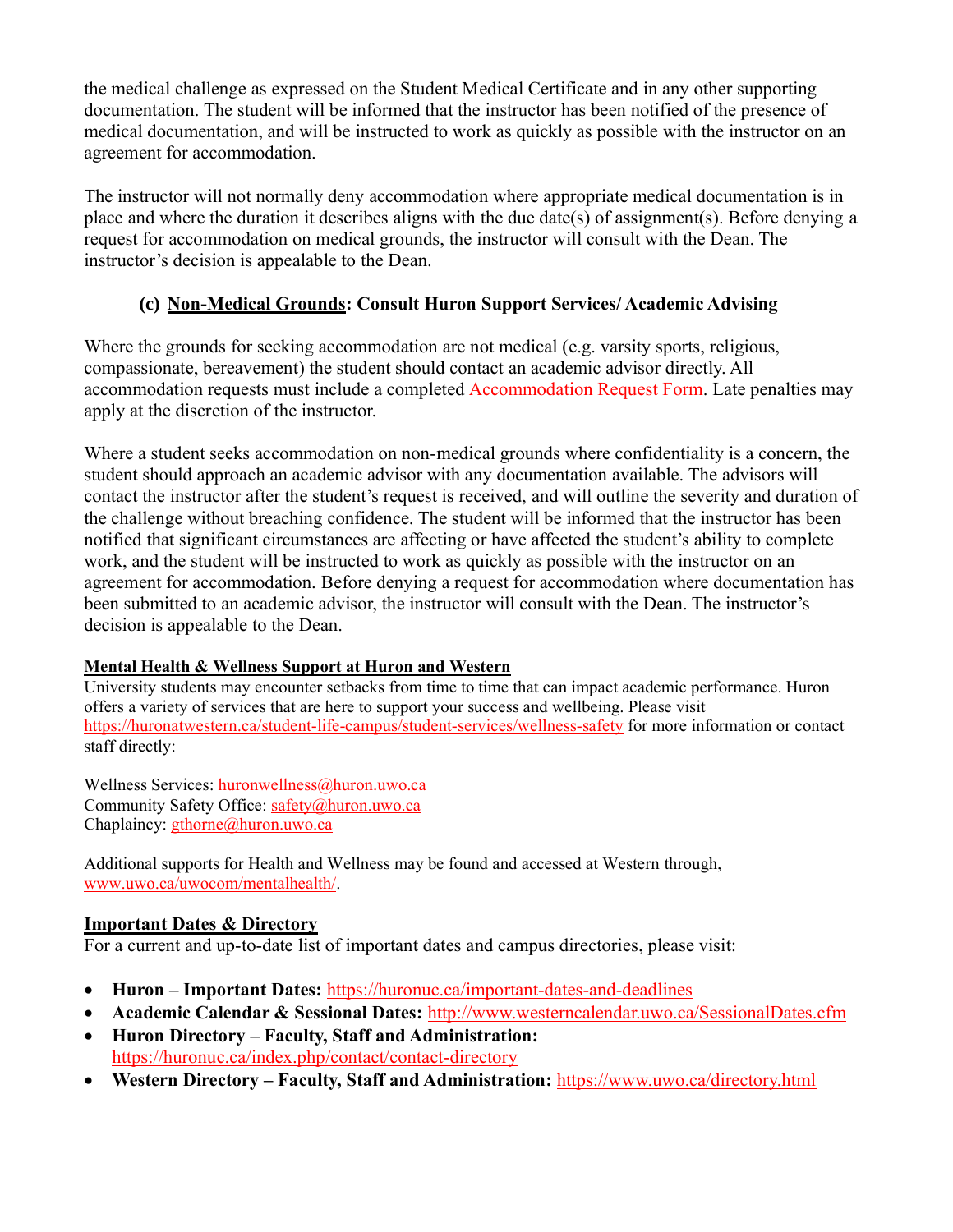the medical challenge as expressed on the Student Medical Certificate and in any other supporting documentation. The student will be informed that the instructor has been notified of the presence of medical documentation, and will be instructed to work as quickly as possible with the instructor on an agreement for accommodation.

The instructor will not normally deny accommodation where appropriate medical documentation is in place and where the duration it describes aligns with the due date(s) of assignment(s). Before denying a request for accommodation on medical grounds, the instructor will consult with the Dean. The instructor's decision is appealable to the Dean.

### (c) Non-Medical Grounds: Consult Huron Support Services/ Academic Advising

Where the grounds for seeking accommodation are not medical (e.g. varsity sports, religious, compassionate, bereavement) the student should contact an academic advisor directly. All accommodation requests must include a completed Accommodation Request Form. Late penalties may apply at the discretion of the instructor.

Where a student seeks accommodation on non-medical grounds where confidentiality is a concern, the student should approach an academic advisor with any documentation available. The advisors will contact the instructor after the student's request is received, and will outline the severity and duration of the challenge without breaching confidence. The student will be informed that the instructor has been notified that significant circumstances are affecting or have affected the student's ability to complete work, and the student will be instructed to work as quickly as possible with the instructor on an agreement for accommodation. Before denying a request for accommodation where documentation has been submitted to an academic advisor, the instructor will consult with the Dean. The instructor's decision is appealable to the Dean.

## Mental Health & Wellness Support at Huron and Western

University students may encounter setbacks from time to time that can impact academic performance. Huron offers a variety of services that are here to support your success and wellbeing. Please visit https://huronatwestern.ca/student-life-campus/student-services/wellness-safety for more information or contact staff directly:

Wellness Services: huronwellness@huron.uwo.ca
Community Safety Office: safety@huron.uwo.ca
Chaplaincy: gthorne@huron.uwo.ca

Additional supports for Health and Wellness may be found and accessed at Western through, www.uwo.ca/uwocom/mentalhealth/.

## Important Dates & Directory

For a current and up-to-date list of important dates and campus directories, please visit:

- **Huron – Important Dates:** https://huronuc.ca/important-dates-and-deadlines
- **Academic Calendar & Sessional Dates:** http://www.westerncalendar.uwo.ca/SessionalDates.cfm
- **Huron Directory – Faculty, Staff and Administration:** https://huronuc.ca/index.php/contact/contact-directory
- **Western Directory – Faculty, Staff and Administration:** https://www.uwo.ca/directory.html